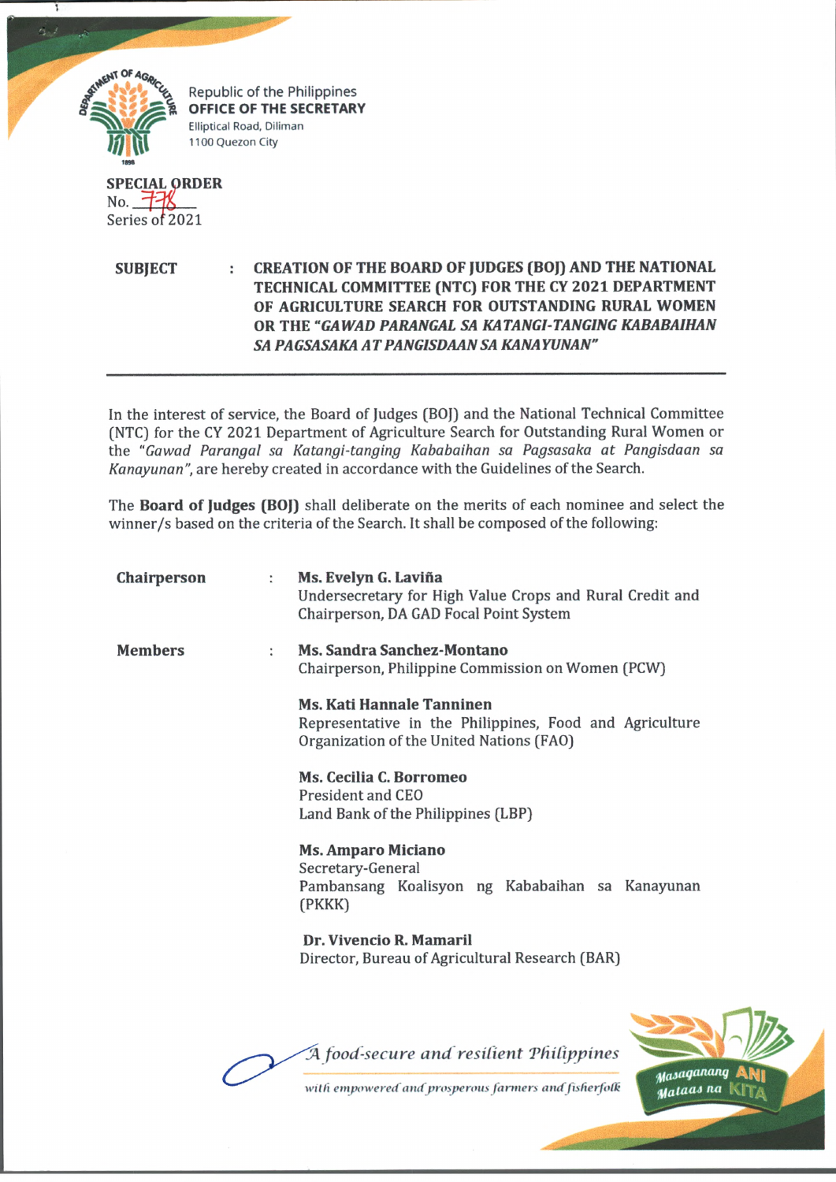Republic of the Philippines
**OFFICE OF THE SECRETARY**
Elliptical Road, Diliman
1100 Quezon City

**SPECIAL ORDER**
No. 778
Series of 2021

**SUBJECT** : **CREATION OF THE BOARD OF JUDGES (BOJ) AND THE NATIONAL TECHNICAL COMMITTEE (NTC) FOR THE CY 2021 DEPARTMENT OF AGRICULTURE SEARCH FOR OUTSTANDING RURAL WOMEN OR THE "*GAWAD PARANGAL SA KATANGI-TANGING KABABAIHAN SA PAGSASAKA AT PANGISDAAN SA KANAYUNAN*"**

---

In the interest of service, the Board of Judges (BOJ) and the National Technical Committee (NTC) for the CY 2021 Department of Agriculture Search for Outstanding Rural Women or the "*Gawad Parangal sa Katangi-tanging Kababaihan sa Pagsasaka at Pangisdaan sa Kanayunan*", are hereby created in accordance with the Guidelines of the Search.

The **Board of Judges (BOJ)** shall deliberate on the merits of each nominee and select the winner/s based on the criteria of the Search. It shall be composed of the following:

**Chairperson** : **Ms. Evelyn G. Laviña**
Undersecretary for High Value Crops and Rural Credit and Chairperson, DA GAD Focal Point System

**Members** : **Ms. Sandra Sanchez-Montano**
Chairperson, Philippine Commission on Women (PCW)

**Ms. Kati Hannale Tanninen**
Representative in the Philippines, Food and Agriculture Organization of the United Nations (FAO)

**Ms. Cecilia C. Borromeo**
President and CEO
Land Bank of the Philippines (LBP)

**Ms. Amparo Miciano**
Secretary-General
Pambansang Koalisyon ng Kababaihan sa Kanayunan (PKKK)

**Dr. Vivencio R. Mamaril**
Director, Bureau of Agricultural Research (BAR)

*A food-secure and resilient Philippines with empowered and prosperous farmers and fisherfolk*

*Masaganang ANI Mataas na KITA*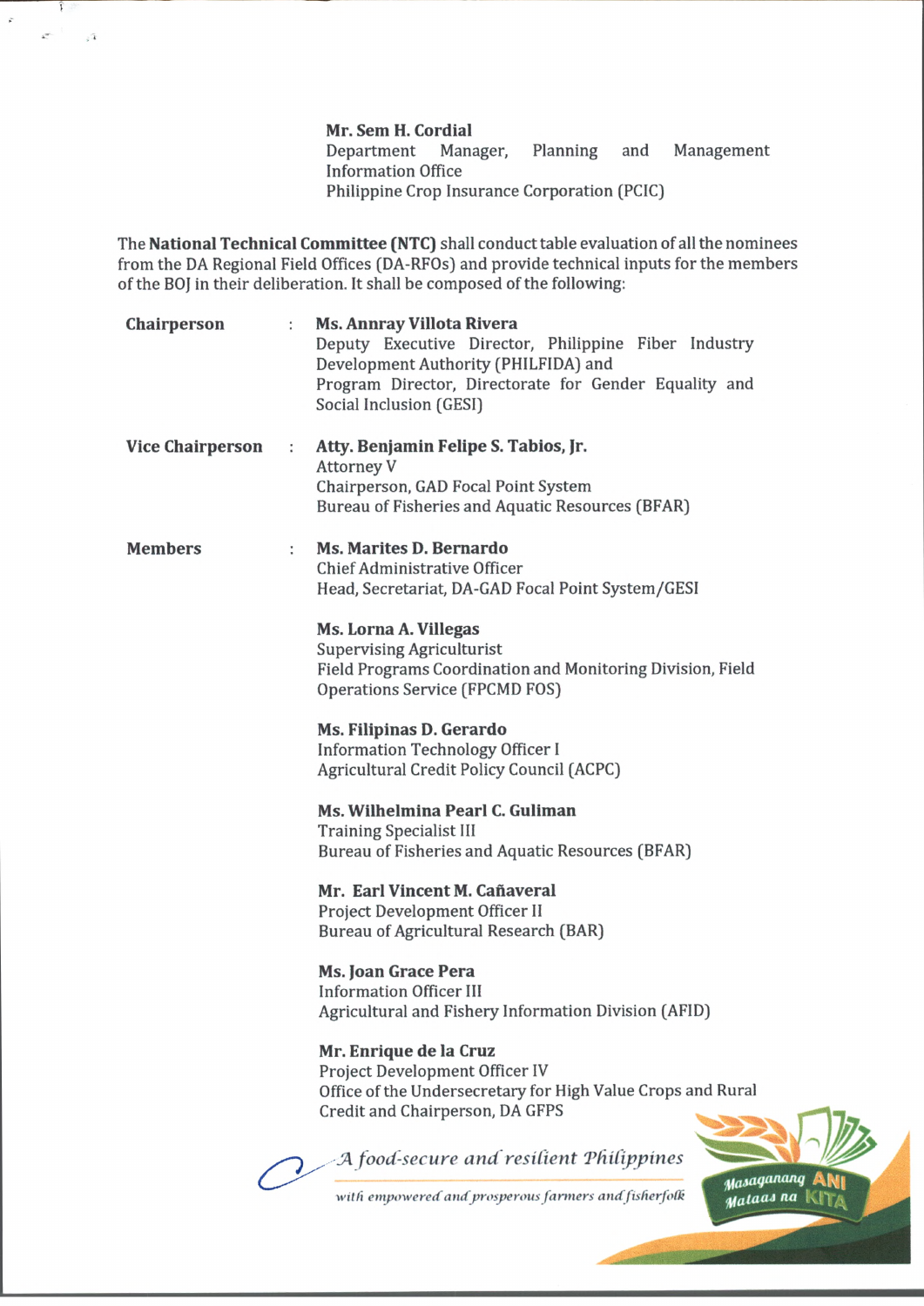**Mr. Sem H. Cordial**
Department Manager, Planning and Management Information Office
Philippine Crop Insurance Corporation (PCIC)

The **National Technical Committee (NTC)** shall conduct table evaluation of all the nominees from the DA Regional Field Offices (DA-RFOs) and provide technical inputs for the members of the BOJ in their deliberation. It shall be composed of the following:

**Chairperson** : **Ms. Annray Villota Rivera**
Deputy Executive Director, Philippine Fiber Industry Development Authority (PHILFIDA) and
Program Director, Directorate for Gender Equality and Social Inclusion (GESI)

**Vice Chairperson** : **Atty. Benjamin Felipe S. Tabios, Jr.**
Attorney V
Chairperson, GAD Focal Point System
Bureau of Fisheries and Aquatic Resources (BFAR)

**Members** : **Ms. Marites D. Bernardo**
Chief Administrative Officer
Head, Secretariat, DA-GAD Focal Point System/GESI

**Ms. Lorna A. Villegas**
Supervising Agriculturist
Field Programs Coordination and Monitoring Division, Field Operations Service (FPCMD FOS)

**Ms. Filipinas D. Gerardo**
Information Technology Officer I
Agricultural Credit Policy Council (ACPC)

**Ms. Wilhelmina Pearl C. Guliman**
Training Specialist III
Bureau of Fisheries and Aquatic Resources (BFAR)

**Mr. Earl Vincent M. Cañaveral**
Project Development Officer II
Bureau of Agricultural Research (BAR)

**Ms. Joan Grace Pera**
Information Officer III
Agricultural and Fishery Information Division (AFID)

**Mr. Enrique de la Cruz**
Project Development Officer IV
Office of the Undersecretary for High Value Crops and Rural Credit and Chairperson, DA GFPS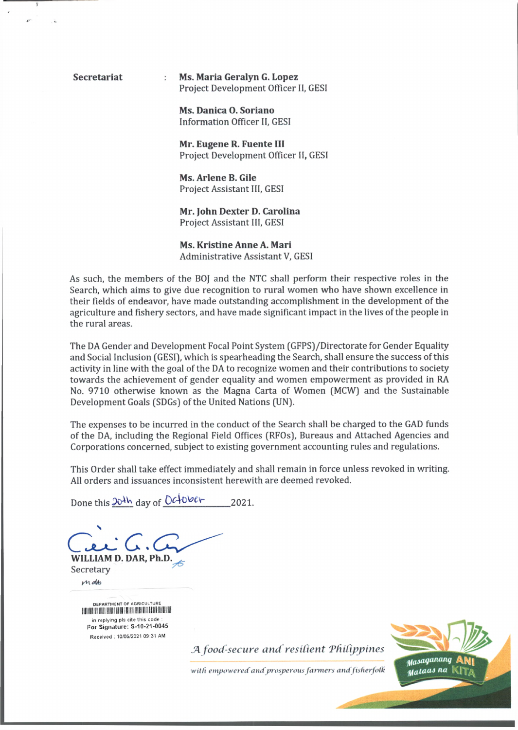| | | |
|---|---|---|
| **Secretariat** | : | **Ms. Maria Geralyn G. Lopez**<br>Project Development Officer II, GESI |
| | | **Ms. Danica O. Soriano**<br>Information Officer II, GESI |
| | | **Mr. Eugene R. Fuente III**<br>Project Development Officer II, GESI |
| | | **Ms. Arlene B. Gile**<br>Project Assistant III, GESI |
| | | **Mr. John Dexter D. Carolina**<br>Project Assistant III, GESI |
| | | **Ms. Kristine Anne A. Mari**<br>Administrative Assistant V, GESI |

As such, the members of the BOJ and the NTC shall perform their respective roles in the Search, which aims to give due recognition to rural women who have shown excellence in their fields of endeavor, have made outstanding accomplishment in the development of the agriculture and fishery sectors, and have made significant impact in the lives of the people in the rural areas.

The DA Gender and Development Focal Point System (GFPS)/Directorate for Gender Equality and Social Inclusion (GESI), which is spearheading the Search, shall ensure the success of this activity in line with the goal of the DA to recognize women and their contributions to society towards the achievement of gender equality and women empowerment as provided in RA No. 9710 otherwise known as the Magna Carta of Women (MCW) and the Sustainable Development Goals (SDGs) of the United Nations (UN).

The expenses to be incurred in the conduct of the Search shall be charged to the GAD funds of the DA, including the Regional Field Offices (RFOs), Bureaus and Attached Agencies and Corporations concerned, subject to existing government accounting rules and regulations.

This Order shall take effect immediately and shall remain in force unless revoked in writing. All orders and issuances inconsistent herewith are deemed revoked.

Done this 20th day of October 2021.

**WILLIAM D. DAR, Ph.D.**
Secretary

DEPARTMENT OF AGRICULTURE
in replying pls cite this code :
For Signature: S-10-21-0045
Received : 10/05/2021 09:31 AM

*A food-secure and resilient Philippines*
*with empowered and prosperous farmers and fisherfolk*

Masaganang ANI Mataas na KITA